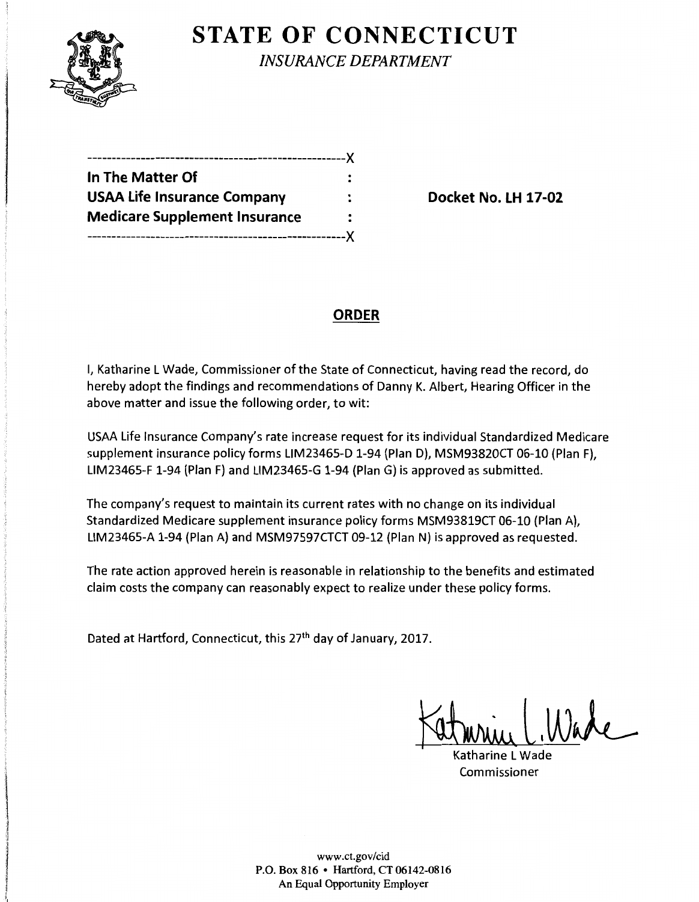# STATE OF CONNECTICUT

*INSURANCE DEPARTMENT*

```
----------------------------------------------------X
In The Matter Of                                   :
USAA Life Insurance Company                        :
Medicare Supplement Insurance                      :
----------------------------------------------------X
```

**In The Matter Of**
**USAA Life Insurance Company**
**Medicare Supplement Insurance**

**Docket No. LH 17-02**

## ORDER

I, Katharine L Wade, Commissioner of the State of Connecticut, having read the record, do hereby adopt the findings and recommendations of Danny K. Albert, Hearing Officer in the above matter and issue the following order, to wit:

USAA Life Insurance Company's rate increase request for its individual Standardized Medicare supplement insurance policy forms LIM23465-D 1-94 (Plan D), MSM93820CT 06-10 (Plan F), LIM23465-F 1-94 (Plan F) and LIM23465-G 1-94 (Plan G) is approved as submitted.

The company's request to maintain its current rates with no change on its individual Standardized Medicare supplement insurance policy forms MSM93819CT 06-10 (Plan A), LIM23465-A 1-94 (Plan A) and MSM97597CTCT 09-12 (Plan N) is approved as requested.

The rate action approved herein is reasonable in relationship to the benefits and estimated claim costs the company can reasonably expect to realize under these policy forms.

Dated at Hartford, Connecticut, this 27th day of January, 2017.

Katharine L Wade
Commissioner

www.ct.gov/cid
P.O. Box 816 • Hartford, CT 06142-0816
An Equal Opportunity Employer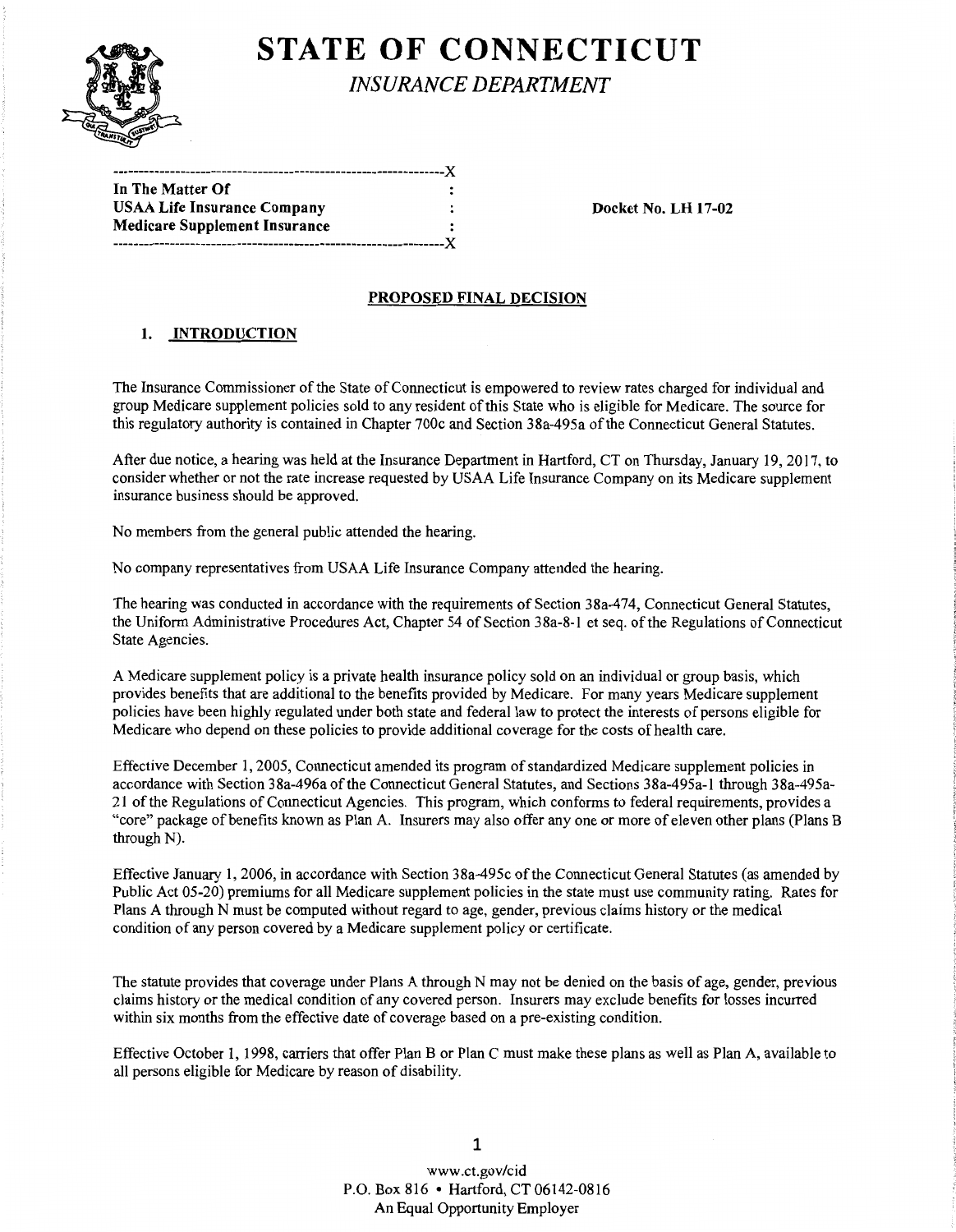# STATE OF CONNECTICUT

*INSURANCE DEPARTMENT*

| | | |
|---|---|---|
| **In The Matter Of** | : | |
| **USAA Life Insurance Company** | : | **Docket No. LH 17-02** |
| **Medicare Supplement Insurance** | : | |

## PROPOSED FINAL DECISION

### 1. INTRODUCTION

The Insurance Commissioner of the State of Connecticut is empowered to review rates charged for individual and group Medicare supplement policies sold to any resident of this State who is eligible for Medicare. The source for this regulatory authority is contained in Chapter 700c and Section 38a-495a of the Connecticut General Statutes.

After due notice, a hearing was held at the Insurance Department in Hartford, CT on Thursday, January 19, 2017, to consider whether or not the rate increase requested by USAA Life Insurance Company on its Medicare supplement insurance business should be approved.

No members from the general public attended the hearing.

No company representatives from USAA Life Insurance Company attended the hearing.

The hearing was conducted in accordance with the requirements of Section 38a-474, Connecticut General Statutes, the Uniform Administrative Procedures Act, Chapter 54 of Section 38a-8-1 et seq. of the Regulations of Connecticut State Agencies.

A Medicare supplement policy is a private health insurance policy sold on an individual or group basis, which provides benefits that are additional to the benefits provided by Medicare. For many years Medicare supplement policies have been highly regulated under both state and federal law to protect the interests of persons eligible for Medicare who depend on these policies to provide additional coverage for the costs of health care.

Effective December 1, 2005, Connecticut amended its program of standardized Medicare supplement policies in accordance with Section 38a-496a of the Connecticut General Statutes, and Sections 38a-495a-1 through 38a-495a-21 of the Regulations of Connecticut Agencies. This program, which conforms to federal requirements, provides a "core" package of benefits known as Plan A. Insurers may also offer any one or more of eleven other plans (Plans B through N).

Effective January 1, 2006, in accordance with Section 38a-495c of the Connecticut General Statutes (as amended by Public Act 05-20) premiums for all Medicare supplement policies in the state must use community rating. Rates for Plans A through N must be computed without regard to age, gender, previous claims history or the medical condition of any person covered by a Medicare supplement policy or certificate.

The statute provides that coverage under Plans A through N may not be denied on the basis of age, gender, previous claims history or the medical condition of any covered person. Insurers may exclude benefits for losses incurred within six months from the effective date of coverage based on a pre-existing condition.

Effective October 1, 1998, carriers that offer Plan B or Plan C must make these plans as well as Plan A, available to all persons eligible for Medicare by reason of disability.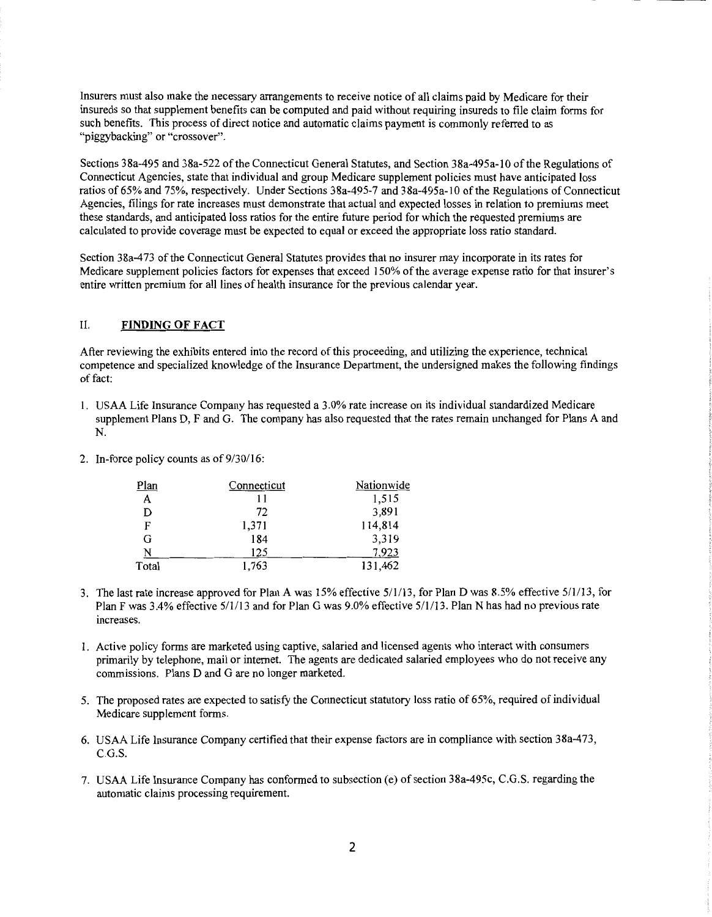Insurers must also make the necessary arrangements to receive notice of all claims paid by Medicare for their insureds so that supplement benefits can be computed and paid without requiring insureds to file claim forms for such benefits. This process of direct notice and automatic claims payment is commonly referred to as "piggybacking" or "crossover".

Sections 38a-495 and 38a-522 of the Connecticut General Statutes, and Section 38a-495a-10 of the Regulations of Connecticut Agencies, state that individual and group Medicare supplement policies must have anticipated loss ratios of 65% and 75%, respectively. Under Sections 38a-495-7 and 38a-495a-10 of the Regulations of Connecticut Agencies, filings for rate increases must demonstrate that actual and expected losses in relation to premiums meet these standards, and anticipated loss ratios for the entire future period for which the requested premiums are calculated to provide coverage must be expected to equal or exceed the appropriate loss ratio standard.

Section 38a-473 of the Connecticut General Statutes provides that no insurer may incorporate in its rates for Medicare supplement policies factors for expenses that exceed 150% of the average expense ratio for that insurer's entire written premium for all lines of health insurance for the previous calendar year.

## II. FINDING OF FACT

After reviewing the exhibits entered into the record of this proceeding, and utilizing the experience, technical competence and specialized knowledge of the Insurance Department, the undersigned makes the following findings of fact:

1. USAA Life Insurance Company has requested a 3.0% rate increase on its individual standardized Medicare supplement Plans D, F and G. The company has also requested that the rates remain unchanged for Plans A and N.

2. In-force policy counts as of 9/30/16:

| Plan | Connecticut | Nationwide |
|---|---|---|
| A | 11 | 1,515 |
| D | 72 | 3,891 |
| F | 1,371 | 114,814 |
| G | 184 | 3,319 |
| N | 125 | 7,923 |
| Total | 1,763 | 131,462 |

3. The last rate increase approved for Plan A was 15% effective 5/1/13, for Plan D was 8.5% effective 5/1/13, for Plan F was 3.4% effective 5/1/13 and for Plan G was 9.0% effective 5/1/13. Plan N has had no previous rate increases.

1. Active policy forms are marketed using captive, salaried and licensed agents who interact with consumers primarily by telephone, mail or internet. The agents are dedicated salaried employees who do not receive any commissions. Plans D and G are no longer marketed.

5. The proposed rates are expected to satisfy the Connecticut statutory loss ratio of 65%, required of individual Medicare supplement forms.

6. USAA Life Insurance Company certified that their expense factors are in compliance with section 38a-473, C.G.S.

7. USAA Life Insurance Company has conformed to subsection (e) of section 38a-495c, C.G.S. regarding the automatic claims processing requirement.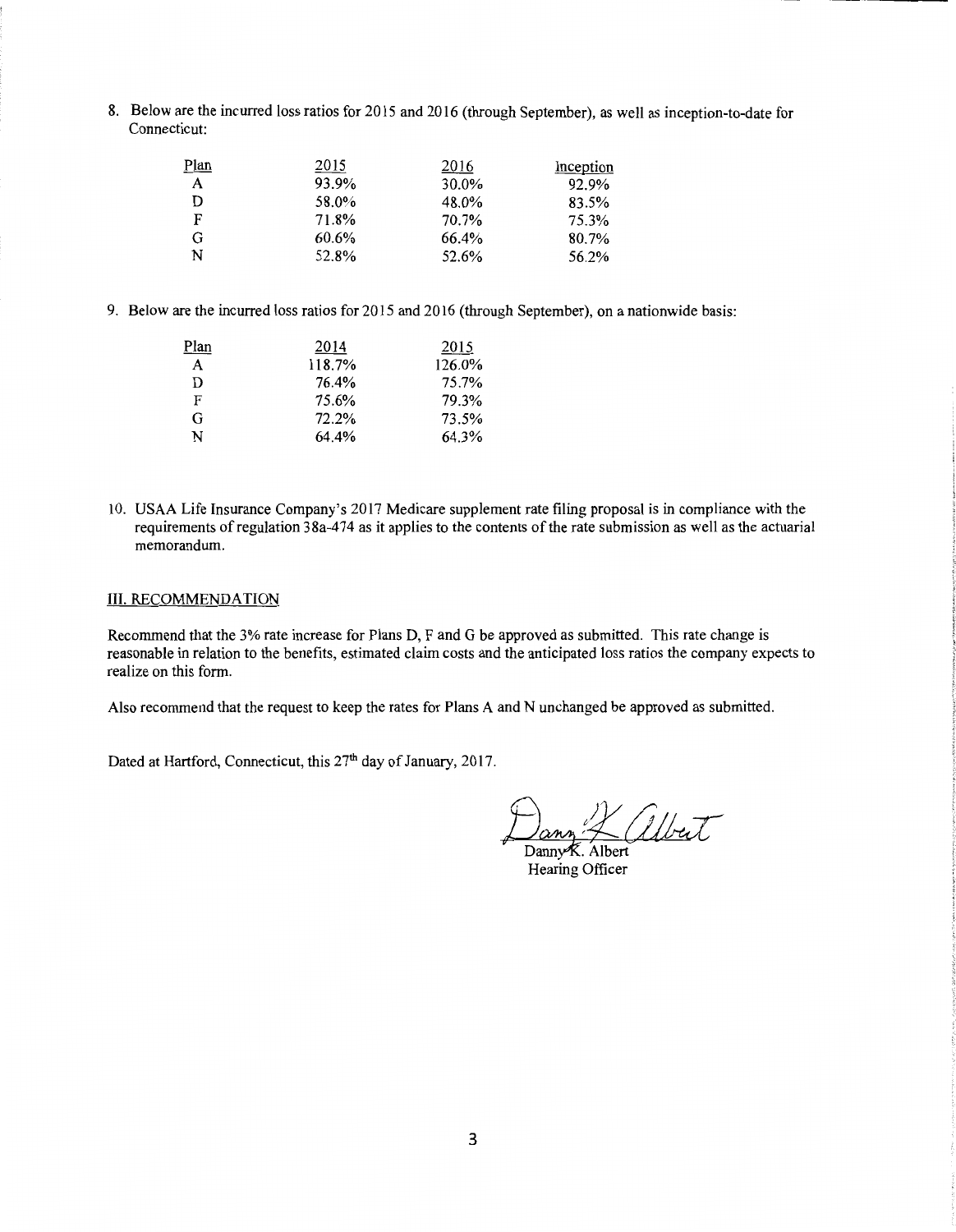8. Below are the incurred loss ratios for 2015 and 2016 (through September), as well as inception-to-date for Connecticut:

| Plan | 2015 | 2016 | Inception |
|---|---|---|---|
| A | 93.9% | 30.0% | 92.9% |
| D | 58.0% | 48.0% | 83.5% |
| F | 71.8% | 70.7% | 75.3% |
| G | 60.6% | 66.4% | 80.7% |
| N | 52.8% | 52.6% | 56.2% |

9. Below are the incurred loss ratios for 2015 and 2016 (through September), on a nationwide basis:

| Plan | 2014 | 2015 |
|---|---|---|
| A | 118.7% | 126.0% |
| D | 76.4% | 75.7% |
| F | 75.6% | 79.3% |
| G | 72.2% | 73.5% |
| N | 64.4% | 64.3% |

10. USAA Life Insurance Company's 2017 Medicare supplement rate filing proposal is in compliance with the requirements of regulation 38a-474 as it applies to the contents of the rate submission as well as the actuarial memorandum.

## III. RECOMMENDATION

Recommend that the 3% rate increase for Plans D, F and G be approved as submitted. This rate change is reasonable in relation to the benefits, estimated claim costs and the anticipated loss ratios the company expects to realize on this form.

Also recommend that the request to keep the rates for Plans A and N unchanged be approved as submitted.

Dated at Hartford, Connecticut, this 27th day of January, 2017.

Danny K. Albert

Hearing Officer